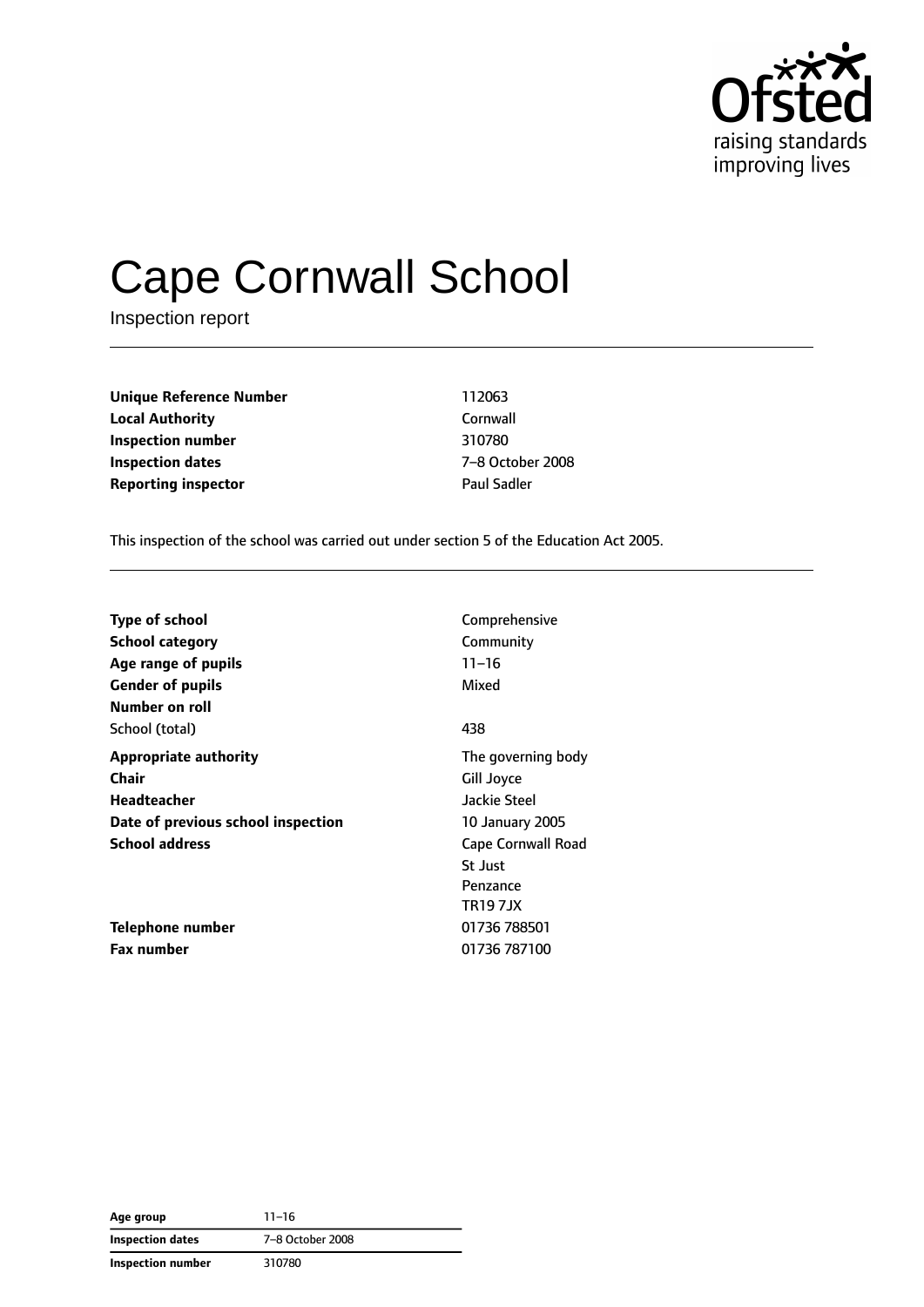# Cape Cornwall School

Inspection report

| | |
|---|---|
| **Unique Reference Number** | 112063 |
| **Local Authority** | Cornwall |
| **Inspection number** | 310780 |
| **Inspection dates** | 7–8 October 2008 |
| **Reporting inspector** | Paul Sadler |

This inspection of the school was carried out under section 5 of the Education Act 2005.

| | |
|---|---|
| **Type of school** | Comprehensive |
| **School category** | Community |
| **Age range of pupils** | 11–16 |
| **Gender of pupils** | Mixed |
| **Number on roll** | |
| School (total) | 438 |
| **Appropriate authority** | The governing body |
| **Chair** | Gill Joyce |
| **Headteacher** | Jackie Steel |
| **Date of previous school inspection** | 10 January 2005 |
| **School address** | Cape Cornwall Road<br>St Just<br>Penzance<br>TR19 7JX |
| **Telephone number** | 01736 788501 |
| **Fax number** | 01736 787100 |

| | |
|---|---|
| **Age group** | 11–16 |
| **Inspection dates** | 7–8 October 2008 |
| **Inspection number** | 310780 |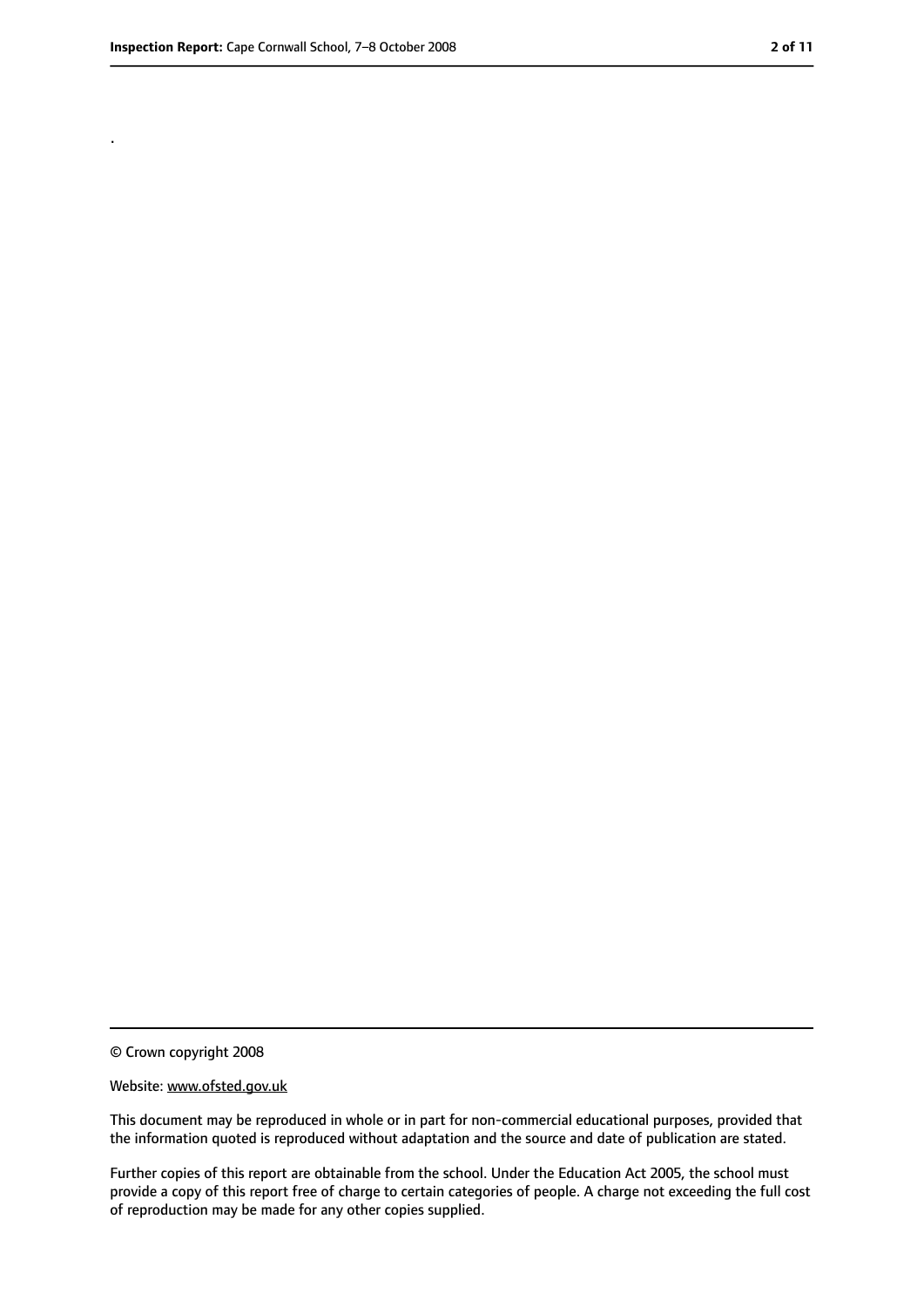.

© Crown copyright 2008

Website: www.ofsted.gov.uk

This document may be reproduced in whole or in part for non-commercial educational purposes, provided that the information quoted is reproduced without adaptation and the source and date of publication are stated.

Further copies of this report are obtainable from the school. Under the Education Act 2005, the school must provide a copy of this report free of charge to certain categories of people. A charge not exceeding the full cost of reproduction may be made for any other copies supplied.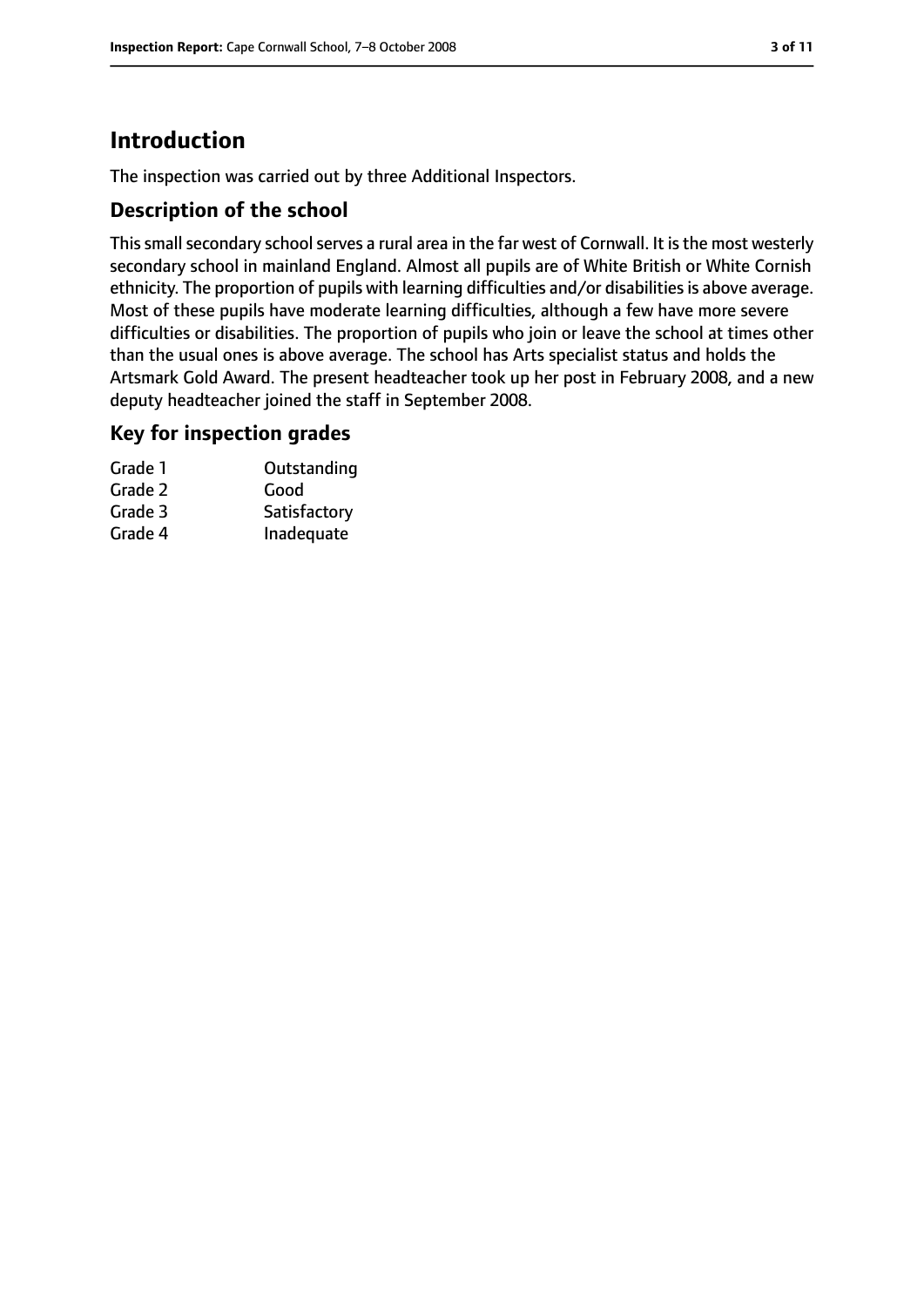# Introduction

The inspection was carried out by three Additional Inspectors.

## Description of the school

This small secondary school serves a rural area in the far west of Cornwall. It is the most westerly secondary school in mainland England. Almost all pupils are of White British or White Cornish ethnicity. The proportion of pupils with learning difficulties and/or disabilities is above average. Most of these pupils have moderate learning difficulties, although a few have more severe difficulties or disabilities. The proportion of pupils who join or leave the school at times other than the usual ones is above average. The school has Arts specialist status and holds the Artsmark Gold Award. The present headteacher took up her post in February 2008, and a new deputy headteacher joined the staff in September 2008.

## Key for inspection grades

| | |
|---|---|
| Grade 1 | Outstanding |
| Grade 2 | Good |
| Grade 3 | Satisfactory |
| Grade 4 | Inadequate |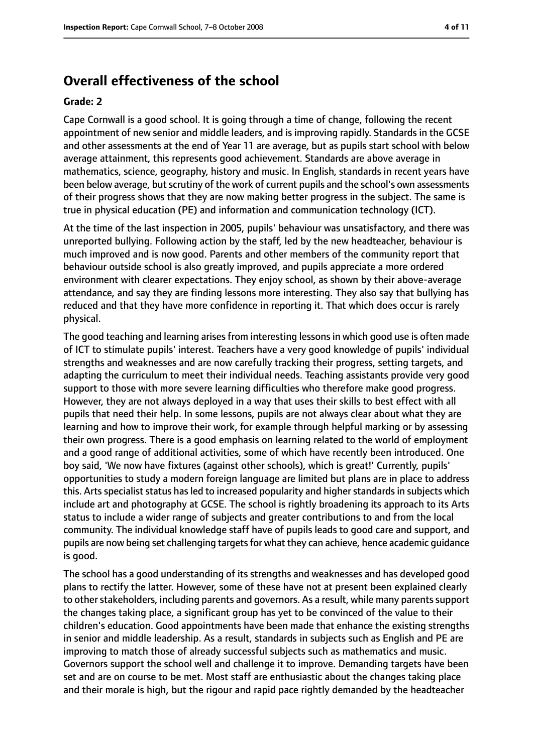## Overall effectiveness of the school

### Grade: 2

Cape Cornwall is a good school. It is going through a time of change, following the recent appointment of new senior and middle leaders, and is improving rapidly. Standards in the GCSE and other assessments at the end of Year 11 are average, but as pupils start school with below average attainment, this represents good achievement. Standards are above average in mathematics, science, geography, history and music. In English, standards in recent years have been below average, but scrutiny of the work of current pupils and the school's own assessments of their progress shows that they are now making better progress in the subject. The same is true in physical education (PE) and information and communication technology (ICT).

At the time of the last inspection in 2005, pupils' behaviour was unsatisfactory, and there was unreported bullying. Following action by the staff, led by the new headteacher, behaviour is much improved and is now good. Parents and other members of the community report that behaviour outside school is also greatly improved, and pupils appreciate a more ordered environment with clearer expectations. They enjoy school, as shown by their above-average attendance, and say they are finding lessons more interesting. They also say that bullying has reduced and that they have more confidence in reporting it. That which does occur is rarely physical.

The good teaching and learning arises from interesting lessons in which good use is often made of ICT to stimulate pupils' interest. Teachers have a very good knowledge of pupils' individual strengths and weaknesses and are now carefully tracking their progress, setting targets, and adapting the curriculum to meet their individual needs. Teaching assistants provide very good support to those with more severe learning difficulties who therefore make good progress. However, they are not always deployed in a way that uses their skills to best effect with all pupils that need their help. In some lessons, pupils are not always clear about what they are learning and how to improve their work, for example through helpful marking or by assessing their own progress. There is a good emphasis on learning related to the world of employment and a good range of additional activities, some of which have recently been introduced. One boy said, 'We now have fixtures (against other schools), which is great!' Currently, pupils' opportunities to study a modern foreign language are limited but plans are in place to address this. Arts specialist status has led to increased popularity and higher standards in subjects which include art and photography at GCSE. The school is rightly broadening its approach to its Arts status to include a wider range of subjects and greater contributions to and from the local community. The individual knowledge staff have of pupils leads to good care and support, and pupils are now being set challenging targets for what they can achieve, hence academic guidance is good.

The school has a good understanding of its strengths and weaknesses and has developed good plans to rectify the latter. However, some of these have not at present been explained clearly to other stakeholders, including parents and governors. As a result, while many parents support the changes taking place, a significant group has yet to be convinced of the value to their children's education. Good appointments have been made that enhance the existing strengths in senior and middle leadership. As a result, standards in subjects such as English and PE are improving to match those of already successful subjects such as mathematics and music. Governors support the school well and challenge it to improve. Demanding targets have been set and are on course to be met. Most staff are enthusiastic about the changes taking place and their morale is high, but the rigour and rapid pace rightly demanded by the headteacher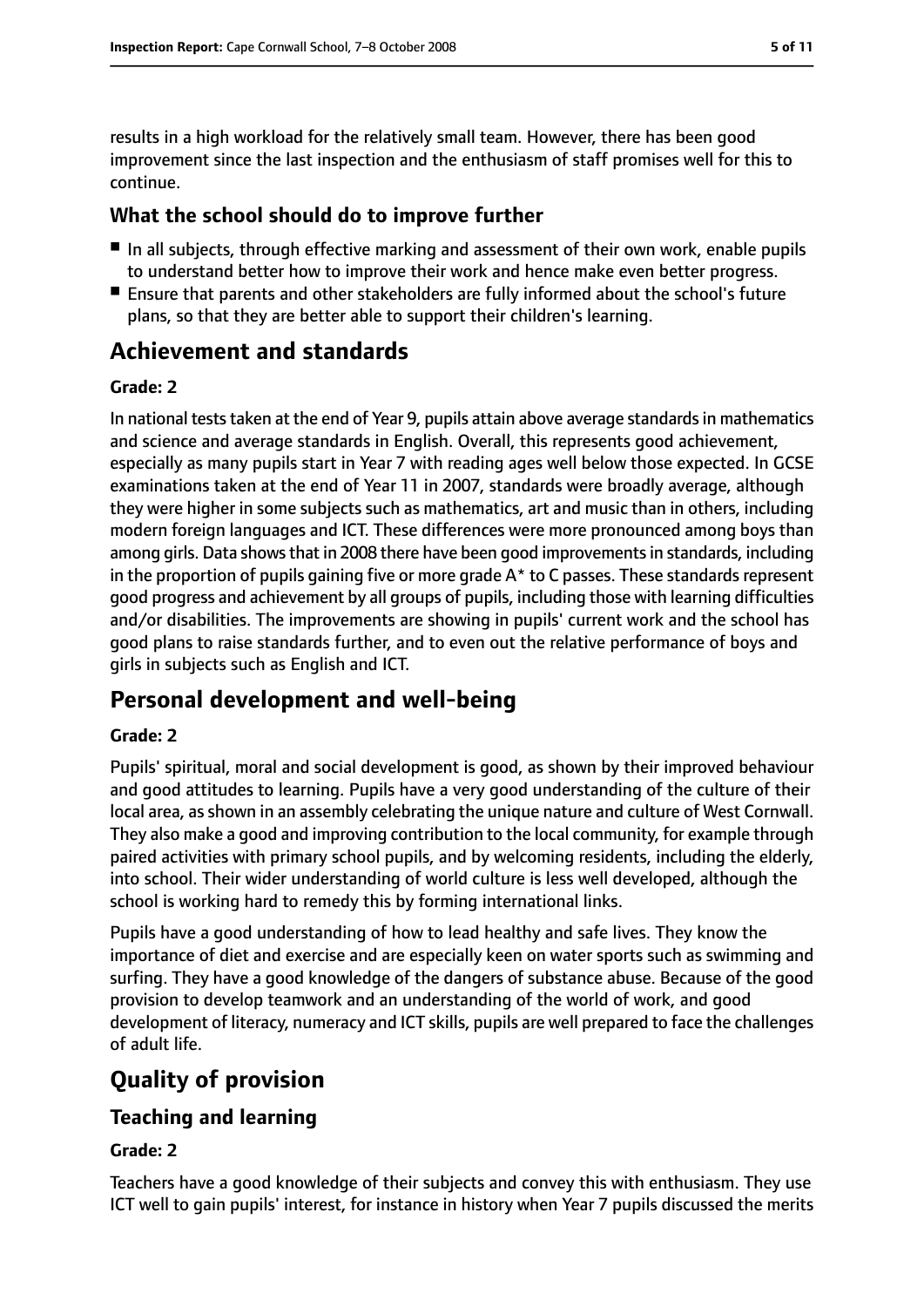results in a high workload for the relatively small team. However, there has been good improvement since the last inspection and the enthusiasm of staff promises well for this to continue.

### What the school should do to improve further

- In all subjects, through effective marking and assessment of their own work, enable pupils to understand better how to improve their work and hence make even better progress.
- Ensure that parents and other stakeholders are fully informed about the school's future plans, so that they are better able to support their children's learning.

## Achievement and standards

#### Grade: 2

In national tests taken at the end of Year 9, pupils attain above average standards in mathematics and science and average standards in English. Overall, this represents good achievement, especially as many pupils start in Year 7 with reading ages well below those expected. In GCSE examinations taken at the end of Year 11 in 2007, standards were broadly average, although they were higher in some subjects such as mathematics, art and music than in others, including modern foreign languages and ICT. These differences were more pronounced among boys than among girls. Data shows that in 2008 there have been good improvements in standards, including in the proportion of pupils gaining five or more grade A* to C passes. These standards represent good progress and achievement by all groups of pupils, including those with learning difficulties and/or disabilities. The improvements are showing in pupils' current work and the school has good plans to raise standards further, and to even out the relative performance of boys and girls in subjects such as English and ICT.

## Personal development and well-being

#### Grade: 2

Pupils' spiritual, moral and social development is good, as shown by their improved behaviour and good attitudes to learning. Pupils have a very good understanding of the culture of their local area, as shown in an assembly celebrating the unique nature and culture of West Cornwall. They also make a good and improving contribution to the local community, for example through paired activities with primary school pupils, and by welcoming residents, including the elderly, into school. Their wider understanding of world culture is less well developed, although the school is working hard to remedy this by forming international links.

Pupils have a good understanding of how to lead healthy and safe lives. They know the importance of diet and exercise and are especially keen on water sports such as swimming and surfing. They have a good knowledge of the dangers of substance abuse. Because of the good provision to develop teamwork and an understanding of the world of work, and good development of literacy, numeracy and ICT skills, pupils are well prepared to face the challenges of adult life.

## Quality of provision

### Teaching and learning

#### Grade: 2

Teachers have a good knowledge of their subjects and convey this with enthusiasm. They use ICT well to gain pupils' interest, for instance in history when Year 7 pupils discussed the merits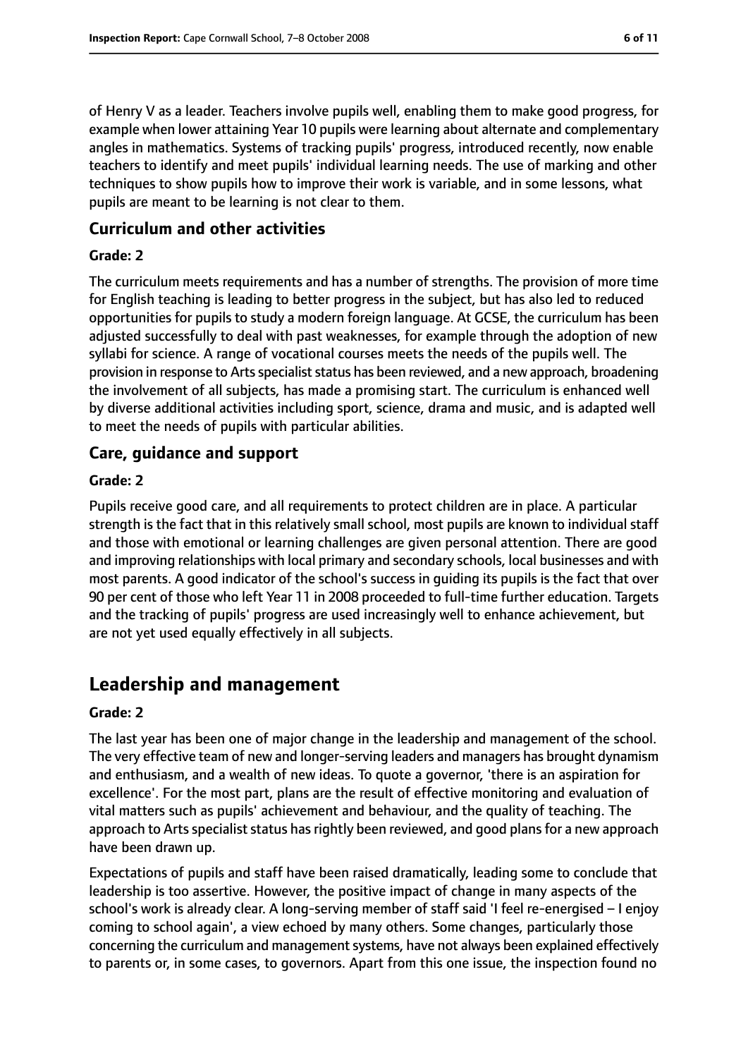of Henry V as a leader. Teachers involve pupils well, enabling them to make good progress, for example when lower attaining Year 10 pupils were learning about alternate and complementary angles in mathematics. Systems of tracking pupils' progress, introduced recently, now enable teachers to identify and meet pupils' individual learning needs. The use of marking and other techniques to show pupils how to improve their work is variable, and in some lessons, what pupils are meant to be learning is not clear to them.

### Curriculum and other activities

#### Grade: 2

The curriculum meets requirements and has a number of strengths. The provision of more time for English teaching is leading to better progress in the subject, but has also led to reduced opportunities for pupils to study a modern foreign language. At GCSE, the curriculum has been adjusted successfully to deal with past weaknesses, for example through the adoption of new syllabi for science. A range of vocational courses meets the needs of the pupils well. The provision in response to Arts specialist status has been reviewed, and a new approach, broadening the involvement of all subjects, has made a promising start. The curriculum is enhanced well by diverse additional activities including sport, science, drama and music, and is adapted well to meet the needs of pupils with particular abilities.

### Care, guidance and support

#### Grade: 2

Pupils receive good care, and all requirements to protect children are in place. A particular strength is the fact that in this relatively small school, most pupils are known to individual staff and those with emotional or learning challenges are given personal attention. There are good and improving relationships with local primary and secondary schools, local businesses and with most parents. A good indicator of the school's success in guiding its pupils is the fact that over 90 per cent of those who left Year 11 in 2008 proceeded to full-time further education. Targets and the tracking of pupils' progress are used increasingly well to enhance achievement, but are not yet used equally effectively in all subjects.

## Leadership and management

#### Grade: 2

The last year has been one of major change in the leadership and management of the school. The very effective team of new and longer-serving leaders and managers has brought dynamism and enthusiasm, and a wealth of new ideas. To quote a governor, 'there is an aspiration for excellence'. For the most part, plans are the result of effective monitoring and evaluation of vital matters such as pupils' achievement and behaviour, and the quality of teaching. The approach to Arts specialist status has rightly been reviewed, and good plans for a new approach have been drawn up.

Expectations of pupils and staff have been raised dramatically, leading some to conclude that leadership is too assertive. However, the positive impact of change in many aspects of the school's work is already clear. A long-serving member of staff said 'I feel re-energised – I enjoy coming to school again', a view echoed by many others. Some changes, particularly those concerning the curriculum and management systems, have not always been explained effectively to parents or, in some cases, to governors. Apart from this one issue, the inspection found no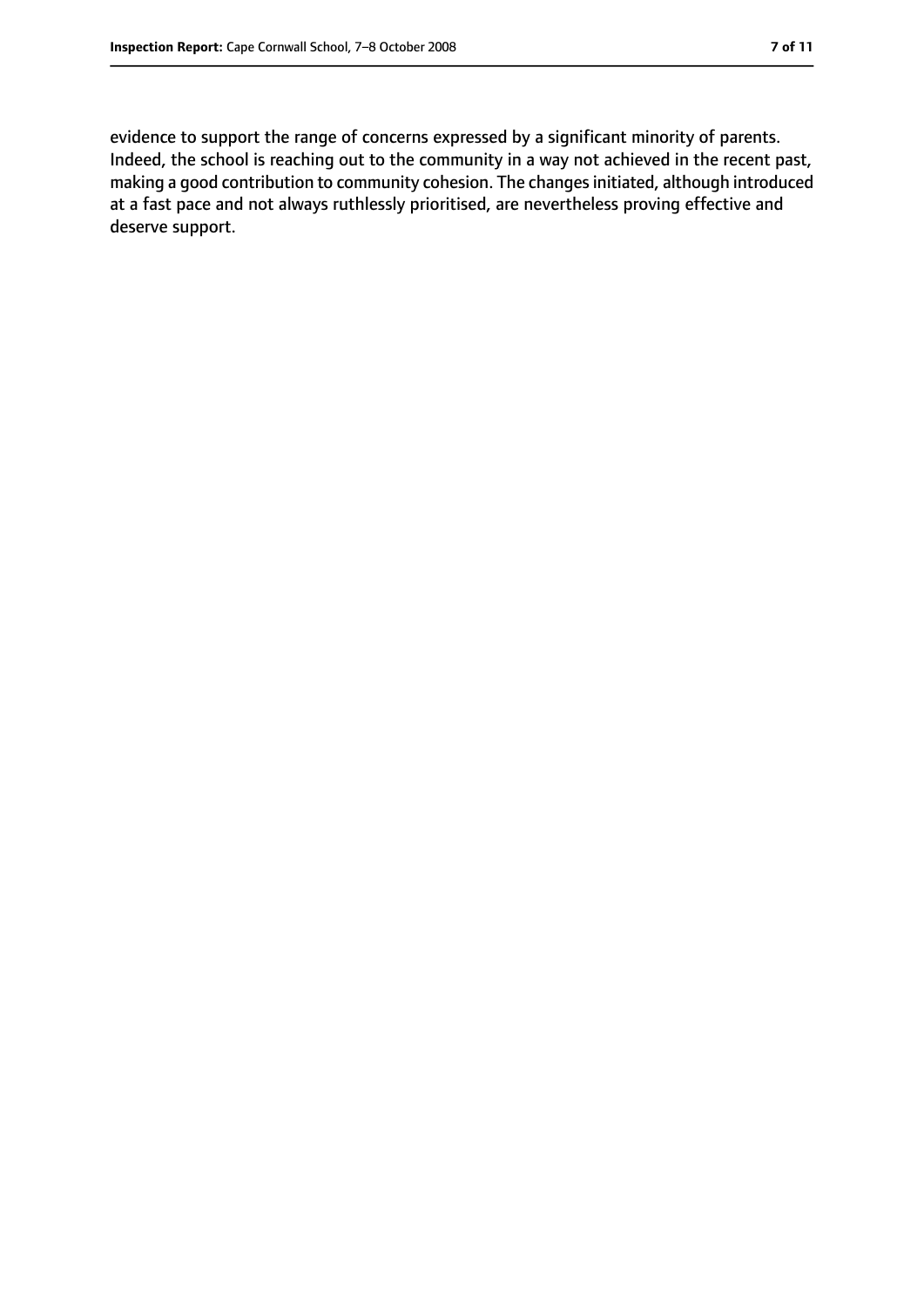evidence to support the range of concerns expressed by a significant minority of parents. Indeed, the school is reaching out to the community in a way not achieved in the recent past, making a good contribution to community cohesion. The changes initiated, although introduced at a fast pace and not always ruthlessly prioritised, are nevertheless proving effective and deserve support.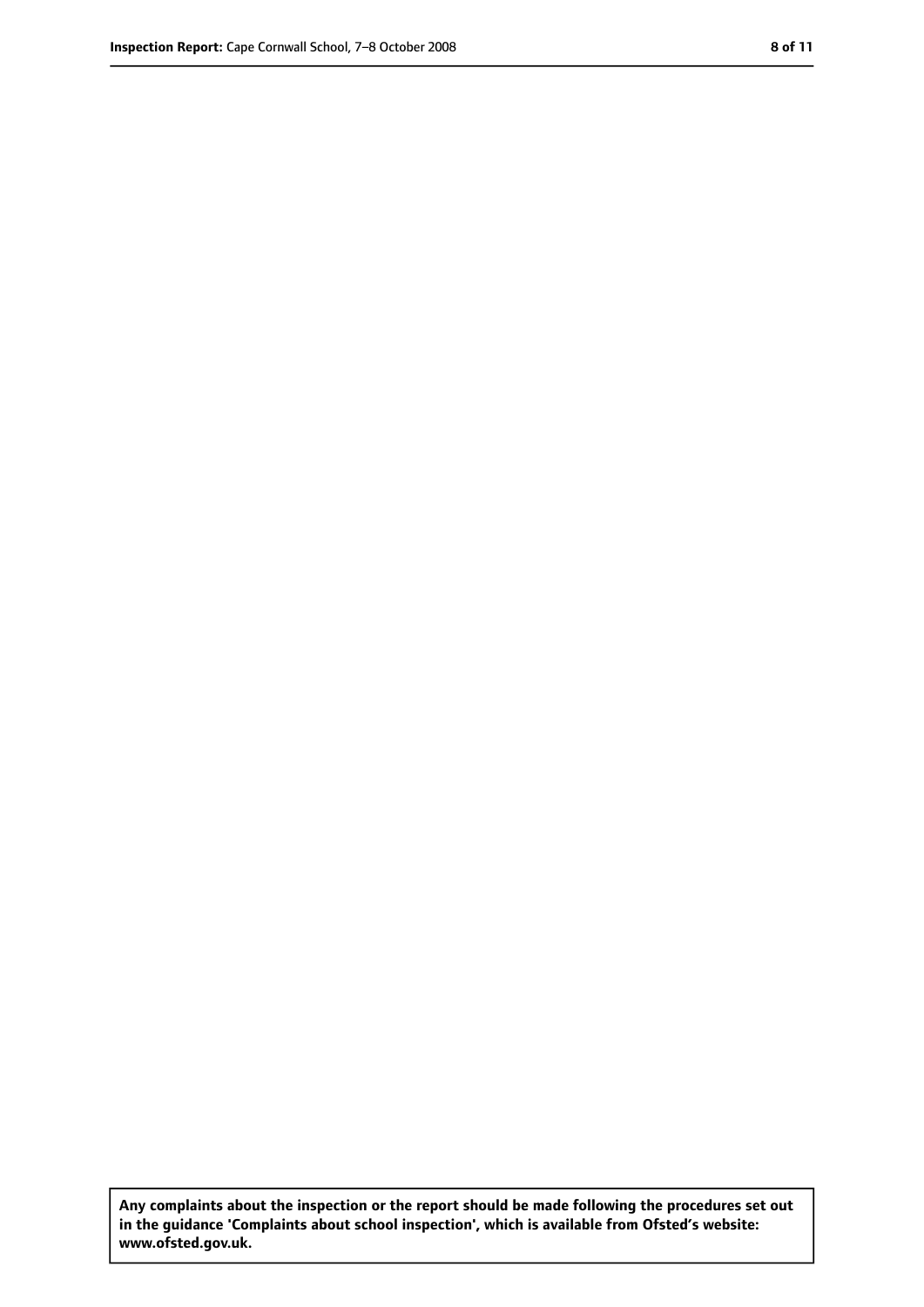**Any complaints about the inspection or the report should be made following the procedures set out in the guidance 'Complaints about school inspection', which is available from Ofsted's website: www.ofsted.gov.uk.**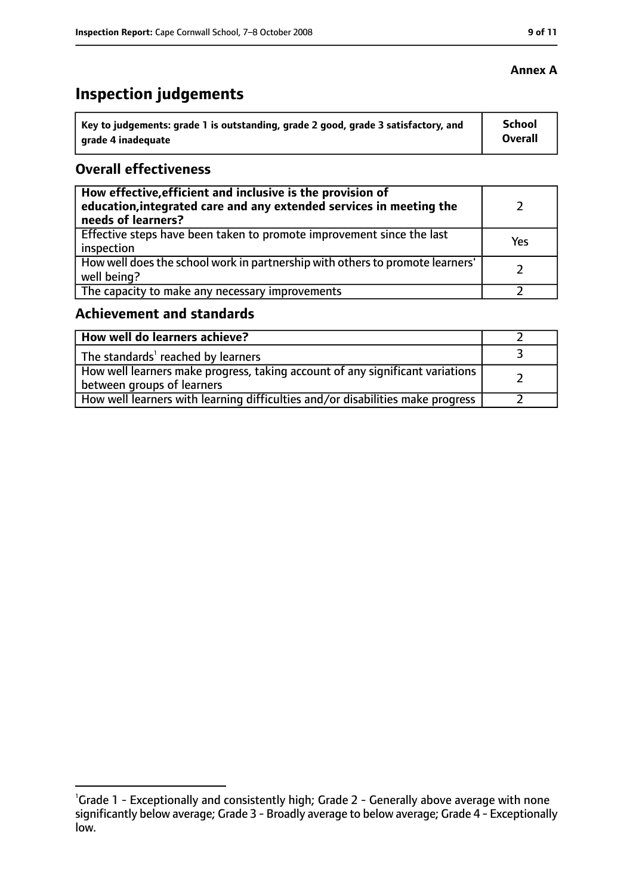**Annex A**

# Inspection judgements

| Key to judgements: grade 1 is outstanding, grade 2 good, grade 3 satisfactory, and grade 4 inadequate | School Overall |
|---|---|

## Overall effectiveness

| | |
|---|---|
| **How effective, efficient and inclusive is the provision of education, integrated care and any extended services in meeting the needs of learners?** | 2 |
| Effective steps have been taken to promote improvement since the last inspection | Yes |
| How well does the school work in partnership with others to promote learners' well being? | 2 |
| The capacity to make any necessary improvements | 2 |

## Achievement and standards

| | |
|---|---|
| **How well do learners achieve?** | 2 |
| The standards[1] reached by learners | 3 |
| How well learners make progress, taking account of any significant variations between groups of learners | 2 |
| How well learners with learning difficulties and/or disabilities make progress | 2 |

[1] Grade 1 - Exceptionally and consistently high; Grade 2 - Generally above average with none significantly below average; Grade 3 - Broadly average to below average; Grade 4 - Exceptionally low.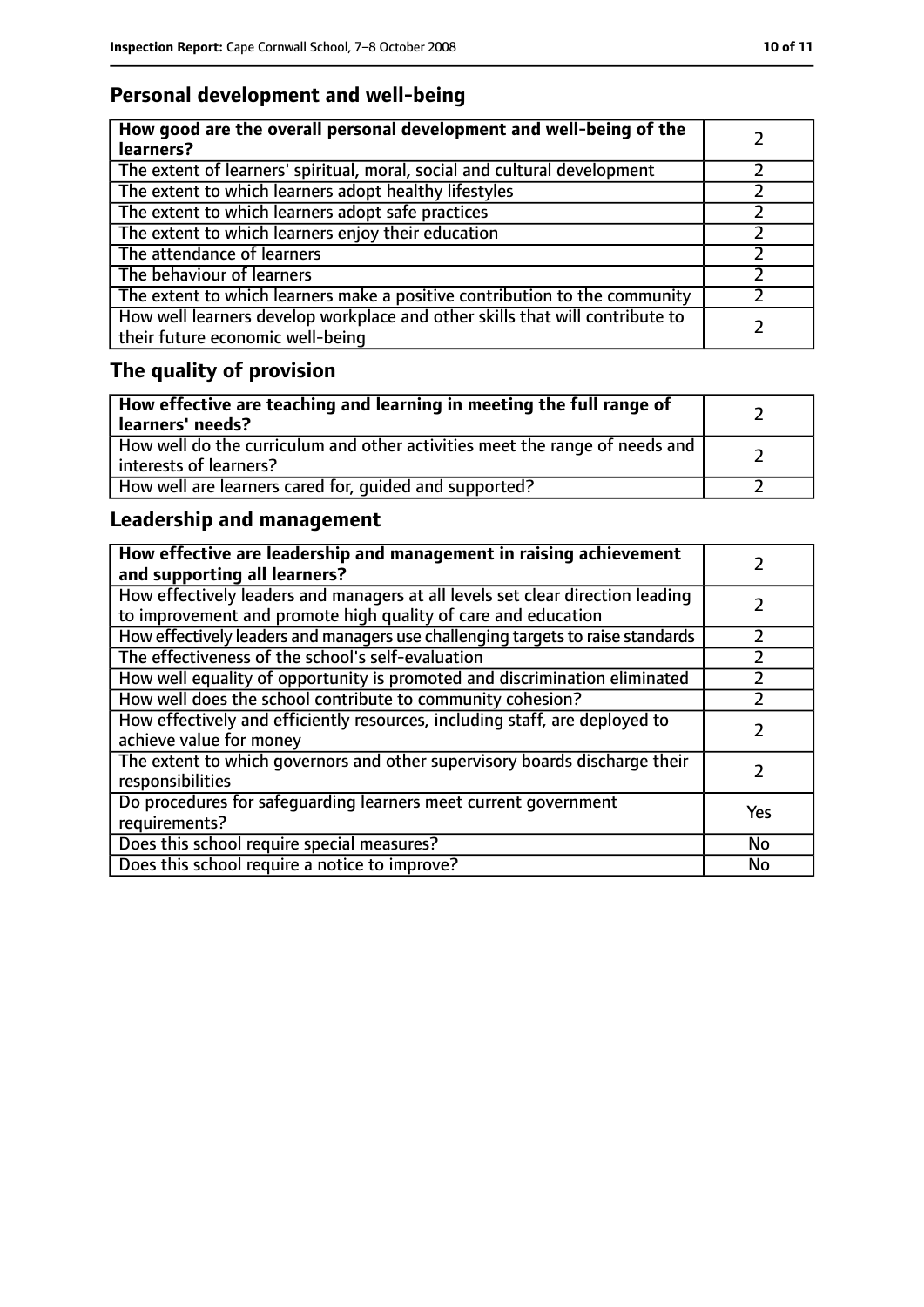## Personal development and well-being

| **How good are the overall personal development and well-being of the learners?** | 2 |
|---|---|
| The extent of learners' spiritual, moral, social and cultural development | 2 |
| The extent to which learners adopt healthy lifestyles | 2 |
| The extent to which learners adopt safe practices | 2 |
| The extent to which learners enjoy their education | 2 |
| The attendance of learners | 2 |
| The behaviour of learners | 2 |
| The extent to which learners make a positive contribution to the community | 2 |
| How well learners develop workplace and other skills that will contribute to their future economic well-being | 2 |

## The quality of provision

| **How effective are teaching and learning in meeting the full range of learners' needs?** | 2 |
|---|---|
| How well do the curriculum and other activities meet the range of needs and interests of learners? | 2 |
| How well are learners cared for, guided and supported? | 2 |

## Leadership and management

| **How effective are leadership and management in raising achievement and supporting all learners?** | 2 |
|---|---|
| How effectively leaders and managers at all levels set clear direction leading to improvement and promote high quality of care and education | 2 |
| How effectively leaders and managers use challenging targets to raise standards | 2 |
| The effectiveness of the school's self-evaluation | 2 |
| How well equality of opportunity is promoted and discrimination eliminated | 2 |
| How well does the school contribute to community cohesion? | 2 |
| How effectively and efficiently resources, including staff, are deployed to achieve value for money | 2 |
| The extent to which governors and other supervisory boards discharge their responsibilities | 2 |
| Do procedures for safeguarding learners meet current government requirements? | Yes |
| Does this school require special measures? | No |
| Does this school require a notice to improve? | No |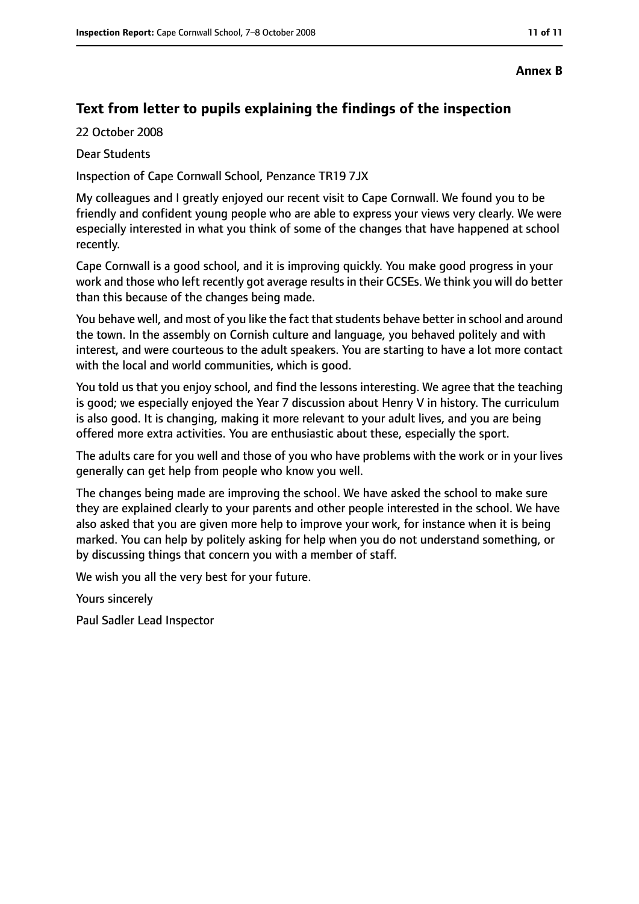**Annex B**

## Text from letter to pupils explaining the findings of the inspection

22 October 2008

Dear Students

Inspection of Cape Cornwall School, Penzance TR19 7JX

My colleagues and I greatly enjoyed our recent visit to Cape Cornwall. We found you to be friendly and confident young people who are able to express your views very clearly. We were especially interested in what you think of some of the changes that have happened at school recently.

Cape Cornwall is a good school, and it is improving quickly. You make good progress in your work and those who left recently got average results in their GCSEs. We think you will do better than this because of the changes being made.

You behave well, and most of you like the fact that students behave better in school and around the town. In the assembly on Cornish culture and language, you behaved politely and with interest, and were courteous to the adult speakers. You are starting to have a lot more contact with the local and world communities, which is good.

You told us that you enjoy school, and find the lessons interesting. We agree that the teaching is good; we especially enjoyed the Year 7 discussion about Henry V in history. The curriculum is also good. It is changing, making it more relevant to your adult lives, and you are being offered more extra activities. You are enthusiastic about these, especially the sport.

The adults care for you well and those of you who have problems with the work or in your lives generally can get help from people who know you well.

The changes being made are improving the school. We have asked the school to make sure they are explained clearly to your parents and other people interested in the school. We have also asked that you are given more help to improve your work, for instance when it is being marked. You can help by politely asking for help when you do not understand something, or by discussing things that concern you with a member of staff.

We wish you all the very best for your future.

Yours sincerely

Paul Sadler Lead Inspector